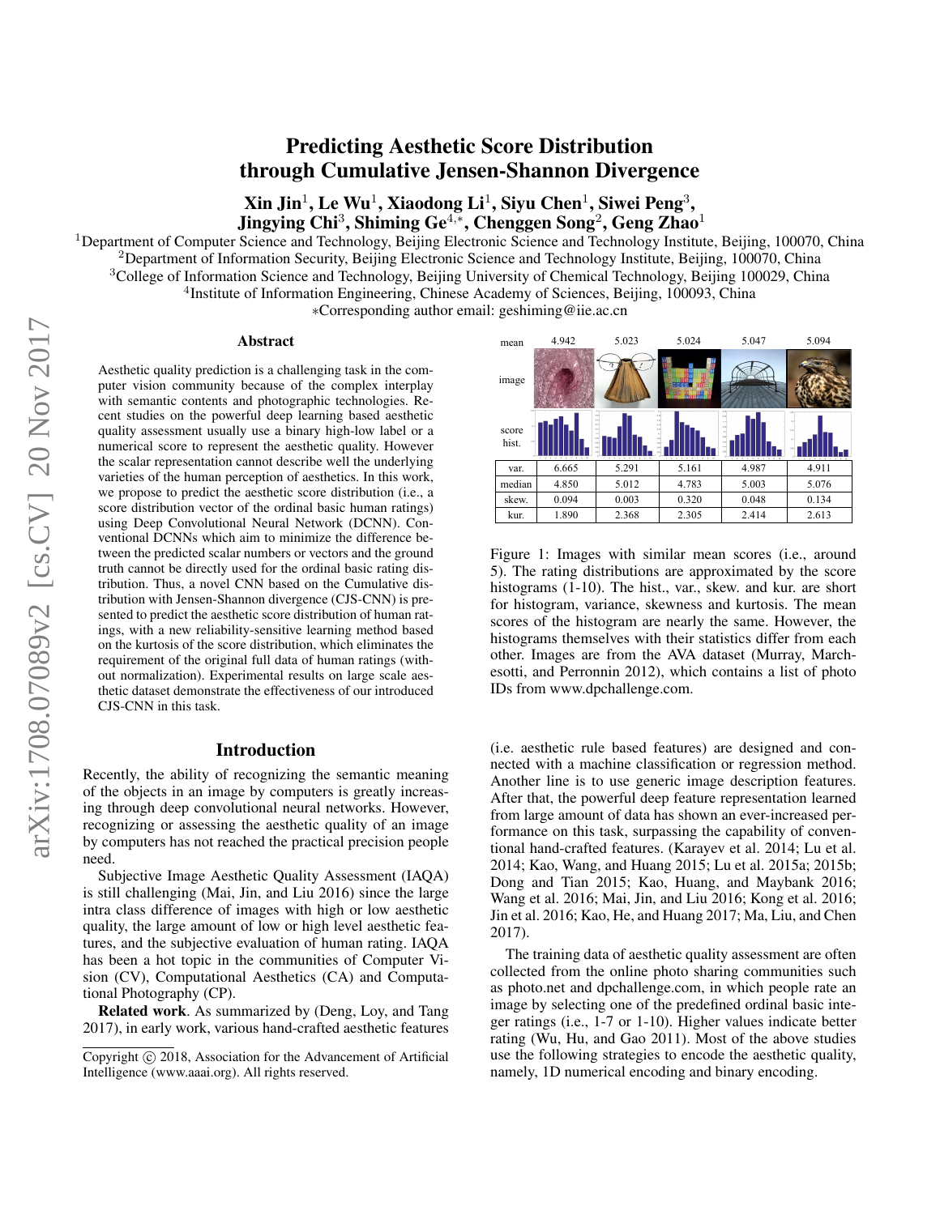# Predicting Aesthetic Score Distribution through Cumulative Jensen-Shannon Divergence

**Xin Jin[1], Le Wu[1], Xiaodong Li[1], Siyu Chen[1], Siwei Peng[3], Jingying Chi[3], Shiming Ge[4,*], Chenggen Song[2], Geng Zhao[1]**

[1]Department of Computer Science and Technology, Beijing Electronic Science and Technology Institute, Beijing, 100070, China
[2]Department of Information Security, Beijing Electronic Science and Technology Institute, Beijing, 100070, China
[3]College of Information Science and Technology, Beijing University of Chemical Technology, Beijing 100029, China
[4]Institute of Information Engineering, Chinese Academy of Sciences, Beijing, 100093, China
*Corresponding author email: geshiming@iie.ac.cn

## Abstract

Aesthetic quality prediction is a challenging task in the computer vision community because of the complex interplay with semantic contents and photographic technologies. Recent studies on the powerful deep learning based aesthetic quality assessment usually use a binary high-low label or a numerical score to represent the aesthetic quality. However the scalar representation cannot describe well the underlying varieties of the human perception of aesthetics. In this work, we propose to predict the aesthetic score distribution (i.e., a score distribution vector of the ordinal basic human ratings) using Deep Convolutional Neural Network (DCNN). Conventional DCNNs which aim to minimize the difference between the predicted scalar numbers or vectors and the ground truth cannot be directly used for the ordinal basic rating distribution. Thus, a novel CNN based on the Cumulative distribution with Jensen-Shannon divergence (CJS-CNN) is presented to predict the aesthetic score distribution of human ratings, with a new reliability-sensitive learning method based on the kurtosis of the score distribution, which eliminates the requirement of the original full data of human ratings (without normalization). Experimental results on large scale aesthetic dataset demonstrate the effectiveness of our introduced CJS-CNN in this task.

| mean | 4.942 | 5.023 | 5.024 | 5.047 | 5.094 |
|---|---|---|---|---|---|
| image | | | | | |
| score hist. | | | | | |
| var. | 6.665 | 5.291 | 5.161 | 4.987 | 4.911 |
| median | 4.850 | 5.012 | 4.783 | 5.003 | 5.076 |
| skew. | 0.094 | 0.003 | 0.320 | 0.048 | 0.134 |
| kur. | 1.890 | 2.368 | 2.305 | 2.414 | 2.613 |

Figure 1: Images with similar mean scores (i.e., around 5). The rating distributions are approximated by the score histograms (1-10). The hist., var., skew. and kur. are short for histogram, variance, skewness and kurtosis. The mean scores of the histogram are nearly the same. However, the histograms themselves with their statistics differ from each other. Images are from the AVA dataset (Murray, Marchesotti, and Perronnin 2012), which contains a list of photo IDs from www.dpchallenge.com.

## Introduction

Recently, the ability of recognizing the semantic meaning of the objects in an image by computers is greatly increasing through deep convolutional neural networks. However, recognizing or assessing the aesthetic quality of an image by computers has not reached the practical precision people need.

Subjective Image Aesthetic Quality Assessment (IAQA) is still challenging (Mai, Jin, and Liu 2016) since the large intra class difference of images with high or low aesthetic quality, the large amount of low or high level aesthetic features, and the subjective evaluation of human rating. IAQA has been a hot topic in the communities of Computer Vision (CV), Computational Aesthetics (CA) and Computational Photography (CP).

**Related work**. As summarized by (Deng, Loy, and Tang 2017), in early work, various hand-crafted aesthetic features (i.e. aesthetic rule based features) are designed and connected with a machine classification or regression method. Another line is to use generic image description features. After that, the powerful deep feature representation learned from large amount of data has shown an ever-increased performance on this task, surpassing the capability of conventional hand-crafted features. (Karayev et al. 2014; Lu et al. 2014; Kao, Wang, and Huang 2015; Lu et al. 2015a; 2015b; Dong and Tian 2015; Kao, Huang, and Maybank 2016; Wang et al. 2016; Mai, Jin, and Liu 2016; Kong et al. 2016; Jin et al. 2016; Kao, He, and Huang 2017; Ma, Liu, and Chen 2017).

The training data of aesthetic quality assessment are often collected from the online photo sharing communities such as photo.net and dpchallenge.com, in which people rate an image by selecting one of the predefined ordinal basic integer ratings (i.e., 1-7 or 1-10). Higher values indicate better rating (Wu, Hu, and Gao 2011). Most of the above studies use the following strategies to encode the aesthetic quality, namely, 1D numerical encoding and binary encoding.

Copyright © 2018, Association for the Advancement of Artificial Intelligence (www.aaai.org). All rights reserved.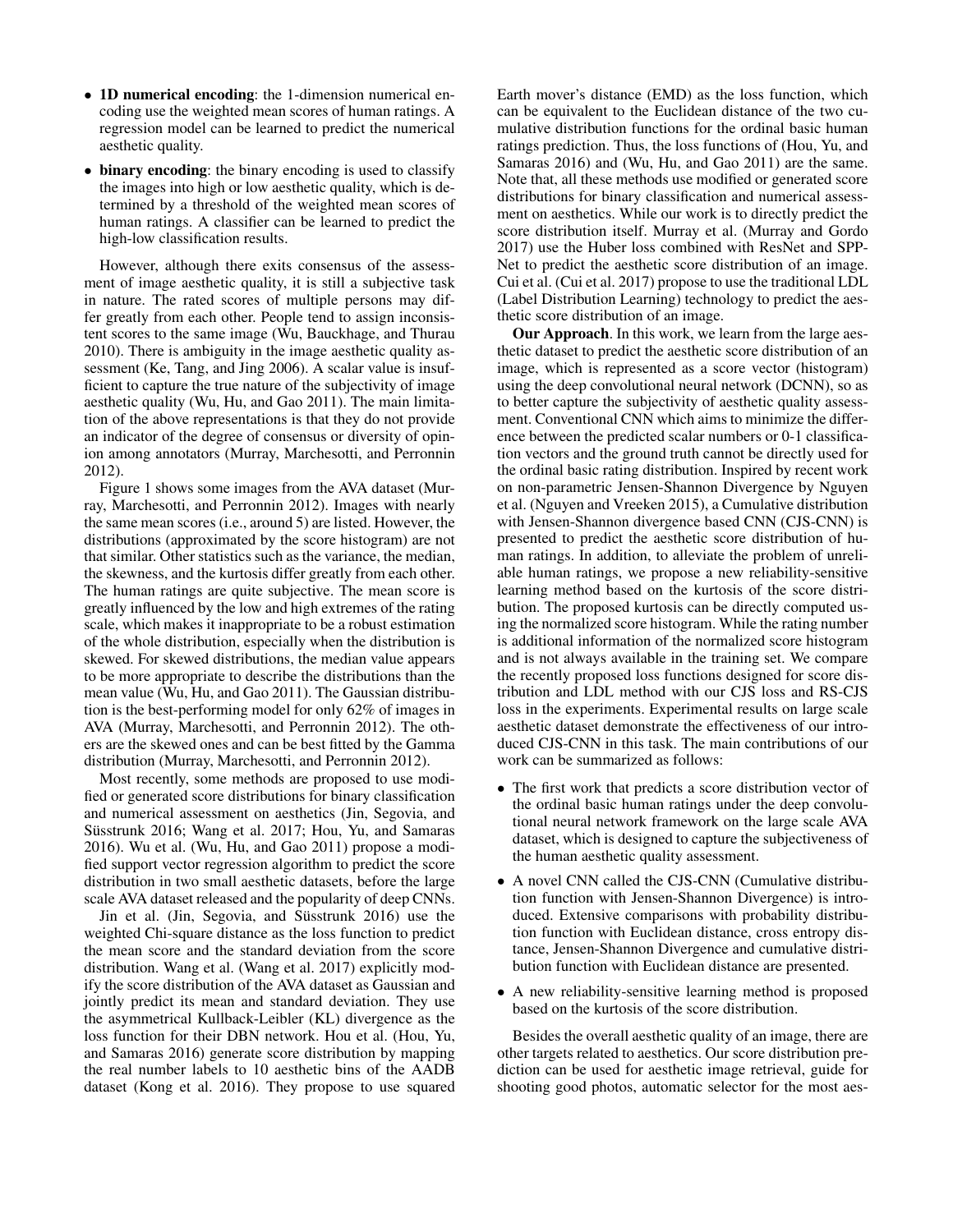- **1D numerical encoding**: the 1-dimension numerical encoding use the weighted mean scores of human ratings. A regression model can be learned to predict the numerical aesthetic quality.
- **binary encoding**: the binary encoding is used to classify the images into high or low aesthetic quality, which is determined by a threshold of the weighted mean scores of human ratings. A classifier can be learned to predict the high-low classification results.

However, although there exits consensus of the assessment of image aesthetic quality, it is still a subjective task in nature. The rated scores of multiple persons may differ greatly from each other. People tend to assign inconsistent scores to the same image (Wu, Bauckhage, and Thurau 2010). There is ambiguity in the image aesthetic quality assessment (Ke, Tang, and Jing 2006). A scalar value is insufficient to capture the true nature of the subjectivity of image aesthetic quality (Wu, Hu, and Gao 2011). The main limitation of the above representations is that they do not provide an indicator of the degree of consensus or diversity of opinion among annotators (Murray, Marchesotti, and Perronnin 2012).

Figure 1 shows some images from the AVA dataset (Murray, Marchesotti, and Perronnin 2012). Images with nearly the same mean scores (i.e., around 5) are listed. However, the distributions (approximated by the score histogram) are not that similar. Other statistics such as the variance, the median, the skewness, and the kurtosis differ greatly from each other. The human ratings are quite subjective. The mean score is greatly influenced by the low and high extremes of the rating scale, which makes it inappropriate to be a robust estimation of the whole distribution, especially when the distribution is skewed. For skewed distributions, the median value appears to be more appropriate to describe the distributions than the mean value (Wu, Hu, and Gao 2011). The Gaussian distribution is the best-performing model for only 62% of images in AVA (Murray, Marchesotti, and Perronnin 2012). The others are the skewed ones and can be best fitted by the Gamma distribution (Murray, Marchesotti, and Perronnin 2012).

Most recently, some methods are proposed to use modified or generated score distributions for binary classification and numerical assessment on aesthetics (Jin, Segovia, and Süsstrunk 2016; Wang et al. 2017; Hou, Yu, and Samaras 2016). Wu et al. (Wu, Hu, and Gao 2011) propose a modified support vector regression algorithm to predict the score distribution in two small aesthetic datasets, before the large scale AVA dataset released and the popularity of deep CNNs.

Jin et al. (Jin, Segovia, and Süsstrunk 2016) use the weighted Chi-square distance as the loss function to predict the mean score and the standard deviation from the score distribution. Wang et al. (Wang et al. 2017) explicitly modify the score distribution of the AVA dataset as Gaussian and jointly predict its mean and standard deviation. They use the asymmetrical Kullback-Leibler (KL) divergence as the loss function for their DBN network. Hou et al. (Hou, Yu, and Samaras 2016) generate score distribution by mapping the real number labels to 10 aesthetic bins of the AADB dataset (Kong et al. 2016). They propose to use squared Earth mover's distance (EMD) as the loss function, which can be equivalent to the Euclidean distance of the two cumulative distribution functions for the ordinal basic human ratings prediction. Thus, the loss functions of (Hou, Yu, and Samaras 2016) and (Wu, Hu, and Gao 2011) are the same. Note that, all these methods use modified or generated score distributions for binary classification and numerical assessment on aesthetics. While our work is to directly predict the score distribution itself. Murray et al. (Murray and Gordo 2017) use the Huber loss combined with ResNet and SPP-Net to predict the aesthetic score distribution of an image. Cui et al. (Cui et al. 2017) propose to use the traditional LDL (Label Distribution Learning) technology to predict the aesthetic score distribution of an image.

**Our Approach**. In this work, we learn from the large aesthetic dataset to predict the aesthetic score distribution of an image, which is represented as a score vector (histogram) using the deep convolutional neural network (DCNN), so as to better capture the subjectivity of aesthetic quality assessment. Conventional CNN which aims to minimize the difference between the predicted scalar numbers or 0-1 classification vectors and the ground truth cannot be directly used for the ordinal basic rating distribution. Inspired by recent work on non-parametric Jensen-Shannon Divergence by Nguyen et al. (Nguyen and Vreeken 2015), a Cumulative distribution with Jensen-Shannon divergence based CNN (CJS-CNN) is presented to predict the aesthetic score distribution of human ratings. In addition, to alleviate the problem of unreliable human ratings, we propose a new reliability-sensitive learning method based on the kurtosis of the score distribution. The proposed kurtosis can be directly computed using the normalized score histogram. While the rating number is additional information of the normalized score histogram and is not always available in the training set. We compare the recently proposed loss functions designed for score distribution and LDL method with our CJS loss and RS-CJS loss in the experiments. Experimental results on large scale aesthetic dataset demonstrate the effectiveness of our introduced CJS-CNN in this task. The main contributions of our work can be summarized as follows:

- The first work that predicts a score distribution vector of the ordinal basic human ratings under the deep convolutional neural network framework on the large scale AVA dataset, which is designed to capture the subjectiveness of the human aesthetic quality assessment.
- A novel CNN called the CJS-CNN (Cumulative distribution function with Jensen-Shannon Divergence) is introduced. Extensive comparisons with probability distribution function with Euclidean distance, cross entropy distance, Jensen-Shannon Divergence and cumulative distribution function with Euclidean distance are presented.
- A new reliability-sensitive learning method is proposed based on the kurtosis of the score distribution.

Besides the overall aesthetic quality of an image, there are other targets related to aesthetics. Our score distribution prediction can be used for aesthetic image retrieval, guide for shooting good photos, automatic selector for the most aes-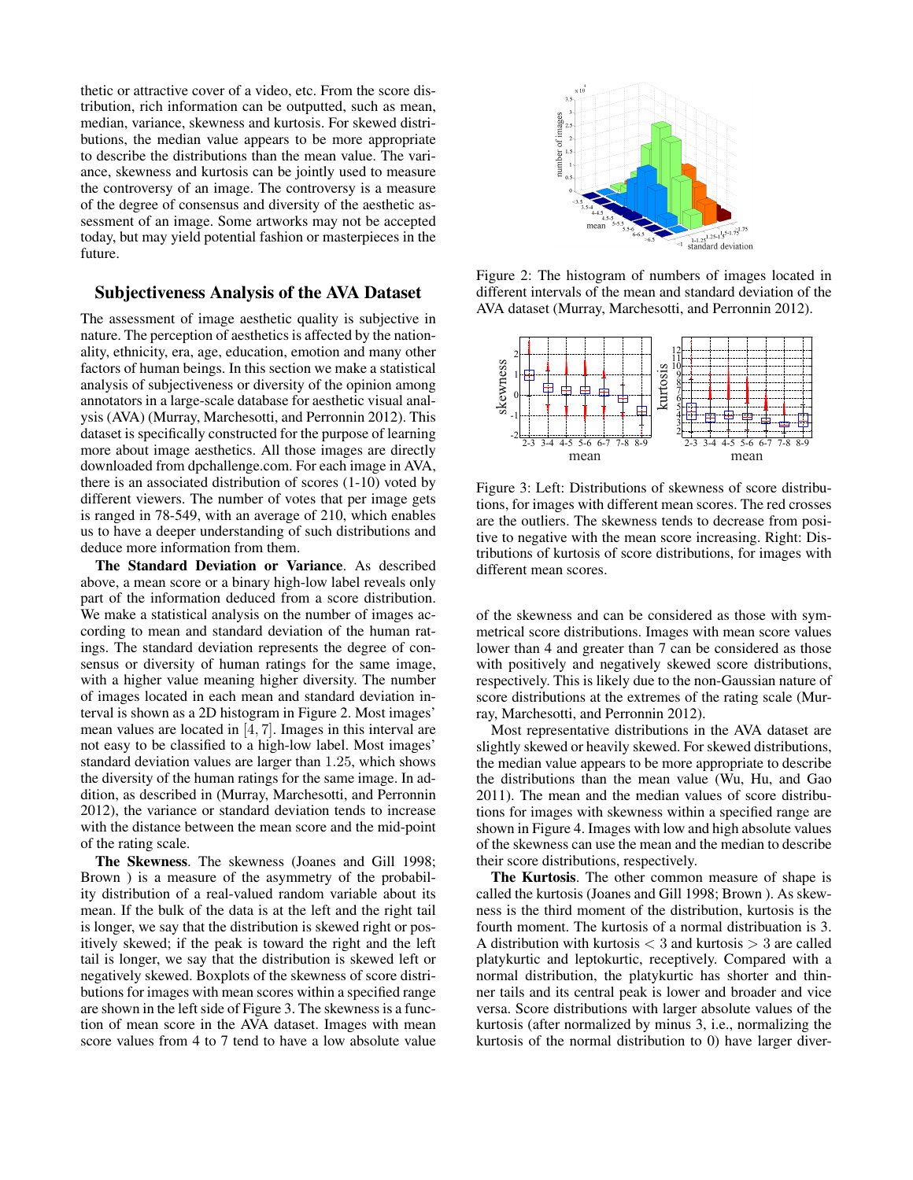thetic or attractive cover of a video, etc. From the score distribution, rich information can be outputted, such as mean, median, variance, skewness and kurtosis. For skewed distributions, the median value appears to be more appropriate to describe the distributions than the mean value. The variance, skewness and kurtosis can be jointly used to measure the controversy of an image. The controversy is a measure of the degree of consensus and diversity of the aesthetic assessment of an image. Some artworks may not be accepted today, but may yield potential fashion or masterpieces in the future.

## Subjectiveness Analysis of the AVA Dataset

The assessment of image aesthetic quality is subjective in nature. The perception of aesthetics is affected by the nationality, ethnicity, era, age, education, emotion and many other factors of human beings. In this section we make a statistical analysis of subjectiveness or diversity of the opinion among annotators in a large-scale database for aesthetic visual analysis (AVA) (Murray, Marchesotti, and Perronnin 2012). This dataset is specifically constructed for the purpose of learning more about image aesthetics. All those images are directly downloaded from dpchallenge.com. For each image in AVA, there is an associated distribution of scores (1-10) voted by different viewers. The number of votes that per image gets is ranged in 78-549, with an average of 210, which enables us to have a deeper understanding of such distributions and deduce more information from them.

**The Standard Deviation or Variance**. As described above, a mean score or a binary high-low label reveals only part of the information deduced from a score distribution. We make a statistical analysis on the number of images according to mean and standard deviation of the human ratings. The standard deviation represents the degree of consensus or diversity of human ratings for the same image, with a higher value meaning higher diversity. The number of images located in each mean and standard deviation interval is shown as a 2D histogram in Figure 2. Most images' mean values are located in $[4, 7]$. Images in this interval are not easy to be classified to a high-low label. Most images' standard deviation values are larger than $1.25$, which shows the diversity of the human ratings for the same image. In addition, as described in (Murray, Marchesotti, and Perronnin 2012), the variance or standard deviation tends to increase with the distance between the mean score and the mid-point of the rating scale.

**The Skewness**. The skewness (Joanes and Gill 1998; Brown ) is a measure of the asymmetry of the probability distribution of a real-valued random variable about its mean. If the bulk of the data is at the left and the right tail is longer, we say that the distribution is skewed right or positively skewed; if the peak is toward the right and the left tail is longer, we say that the distribution is skewed left or negatively skewed. Boxplots of the skewness of score distributions for images with mean scores within a specified range are shown in the left side of Figure 3. The skewness is a function of mean score in the AVA dataset. Images with mean score values from 4 to 7 tend to have a low absolute value

Figure 2: The histogram of numbers of images located in different intervals of the mean and standard deviation of the AVA dataset (Murray, Marchesotti, and Perronnin 2012).

Figure 3: Left: Distributions of skewness of score distributions, for images with different mean scores. The red crosses are the outliers. The skewness tends to decrease from positive to negative with the mean score increasing. Right: Distributions of kurtosis of score distributions, for images with different mean scores.

of the skewness and can be considered as those with symmetrical score distributions. Images with mean score values lower than 4 and greater than 7 can be considered as those with positively and negatively skewed score distributions, respectively. This is likely due to the non-Gaussian nature of score distributions at the extremes of the rating scale (Murray, Marchesotti, and Perronnin 2012).

Most representative distributions in the AVA dataset are slightly skewed or heavily skewed. For skewed distributions, the median value appears to be more appropriate to describe the distributions than the mean value (Wu, Hu, and Gao 2011). The mean and the median values of score distributions for images with skewness within a specified range are shown in Figure 4. Images with low and high absolute values of the skewness can use the mean and the median to describe their score distributions, respectively.

**The Kurtosis**. The other common measure of shape is called the kurtosis (Joanes and Gill 1998; Brown ). As skewness is the third moment of the distribution, kurtosis is the fourth moment. The kurtosis of a normal distribuation is 3. A distribution with kurtosis $< 3$ and kurtosis $> 3$ are called platykurtic and leptokurtic, receptively. Compared with a normal distribution, the platykurtic has shorter and thinner tails and its central peak is lower and broader and vice versa. Score distributions with larger absolute values of the kurtosis (after normalized by minus 3, i.e., normalizing the kurtosis of the normal distribution to 0) have larger diver-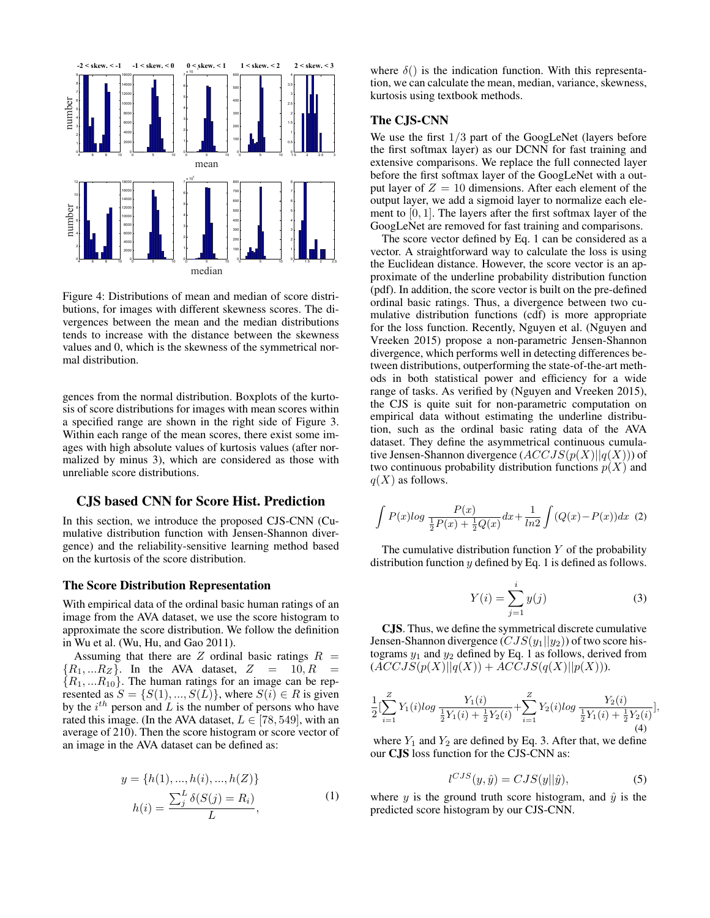Figure 4: Distributions of mean and median of score distributions, for images with different skewness scores. The divergences between the mean and the median distributions tends to increase with the distance between the skewness values and 0, which is the skewness of the symmetrical normal distribution.

gences from the normal distribution. Boxplots of the kurtosis of score distributions for images with mean scores within a specified range are shown in the right side of Figure 3. Within each range of the mean scores, there exist some images with high absolute values of kurtosis values (after normalized by minus 3), which are considered as those with unreliable score distributions.

## CJS based CNN for Score Hist. Prediction

In this section, we introduce the proposed CJS-CNN (Cumulative distribution function with Jensen-Shannon divergence) and the reliability-sensitive learning method based on the kurtosis of the score distribution.

### The Score Distribution Representation

With empirical data of the ordinal basic human ratings of an image from the AVA dataset, we use the score histogram to approximate the score distribution. We follow the definition in Wu et al. (Wu, Hu, and Gao 2011).

Assuming that there are $Z$ ordinal basic ratings $R = \{R_1, ...R_Z\}$. In the AVA dataset, $Z = 10, R = \{R_1, ...R_{10}\}$. The human ratings for an image can be represented as $S = \{S(1), ..., S(L)\}$, where $S(i) \in R$ is given by the $i^{th}$ person and $L$ is the number of persons who have rated this image. (In the AVA dataset, $L \in [78, 549]$, with an average of 210). Then the score histogram or score vector of an image in the AVA dataset can be defined as:

$$
\begin{aligned}
y &= \{h(1), ..., h(i), ..., h(Z)\} \\
h(i) &= \frac{\sum_j^L \delta(S(j) = R_i)}{L},
\end{aligned}
\tag{1}
$$

where $\delta()$ is the indication function. With this representation, we can calculate the mean, median, variance, skewness, kurtosis using textbook methods.

### The CJS-CNN

We use the first $1/3$ part of the GoogLeNet (layers before the first softmax layer) as our DCNN for fast training and extensive comparisons. We replace the full connected layer before the first softmax layer of the GoogLeNet with a output layer of $Z = 10$ dimensions. After each element of the output layer, we add a sigmoid layer to normalize each element to $[0, 1]$. The layers after the first softmax layer of the GoogLeNet are removed for fast training and comparisons.

The score vector defined by Eq. 1 can be considered as a vector. A straightforward way to calculate the loss is using the Euclidean distance. However, the score vector is an approximate of the underline probability distribution function (pdf). In addition, the score vector is built on the pre-defined ordinal basic ratings. Thus, a divergence between two cumulative distribution functions (cdf) is more appropriate for the loss function. Recently, Nguyen et al. (Nguyen and Vreeken 2015) propose a non-parametric Jensen-Shannon divergence, which performs well in detecting differences between distributions, outperforming the state-of-the-art methods in both statistical power and efficiency for a wide range of tasks. As verified by (Nguyen and Vreeken 2015), the CJS is quite suit for non-parametric computation on empirical data without estimating the underline distribution, such as the ordinal basic rating data of the AVA dataset. They define the asymmetrical continuous cumulative Jensen-Shannon divergence ($ACCJS(p(X)||q(X))$) of two continuous probability distribution functions $p(X)$ and $q(X)$ as follows.

$$
\int P(x)log\,\frac{P(x)}{\frac{1}{2}P(x)+\frac{1}{2}Q(x)}dx + \frac{1}{ln2}\int(Q(x)-P(x))dx \tag{2}
$$

The cumulative distribution function $Y$ of the probability distribution function $y$ defined by Eq. 1 is defined as follows.

$$
Y(i) = \sum_{j=1}^{i} y(j) \tag{3}
$$

**CJS**. Thus, we define the symmetrical discrete cumulative Jensen-Shannon divergence ($CJS(y_1||y_2)$) of two score histograms $y_1$ and $y_2$ defined by Eq. 1 as follows, derived from ($ACCJS(p(X)||q(X)) + ACCJS(q(X)||p(X))$).

$$
\frac{1}{2}\left[\sum_{i=1}^{Z} Y_1(i)log\,\frac{Y_1(i)}{\frac{1}{2}Y_1(i)+\frac{1}{2}Y_2(i)} + \sum_{i=1}^{Z} Y_2(i)log\,\frac{Y_2(i)}{\frac{1}{2}Y_1(i)+\frac{1}{2}Y_2(i)}\right],
\tag{4}
$$

where $Y_1$ and $Y_2$ are defined by Eq. 3. After that, we define our **CJS** loss function for the CJS-CNN as:

$$
l^{CJS}(y, \hat{y}) = CJS(y||\hat{y}), \tag{5}
$$

where $y$ is the ground truth score histogram, and $\hat{y}$ is the predicted score histogram by our CJS-CNN.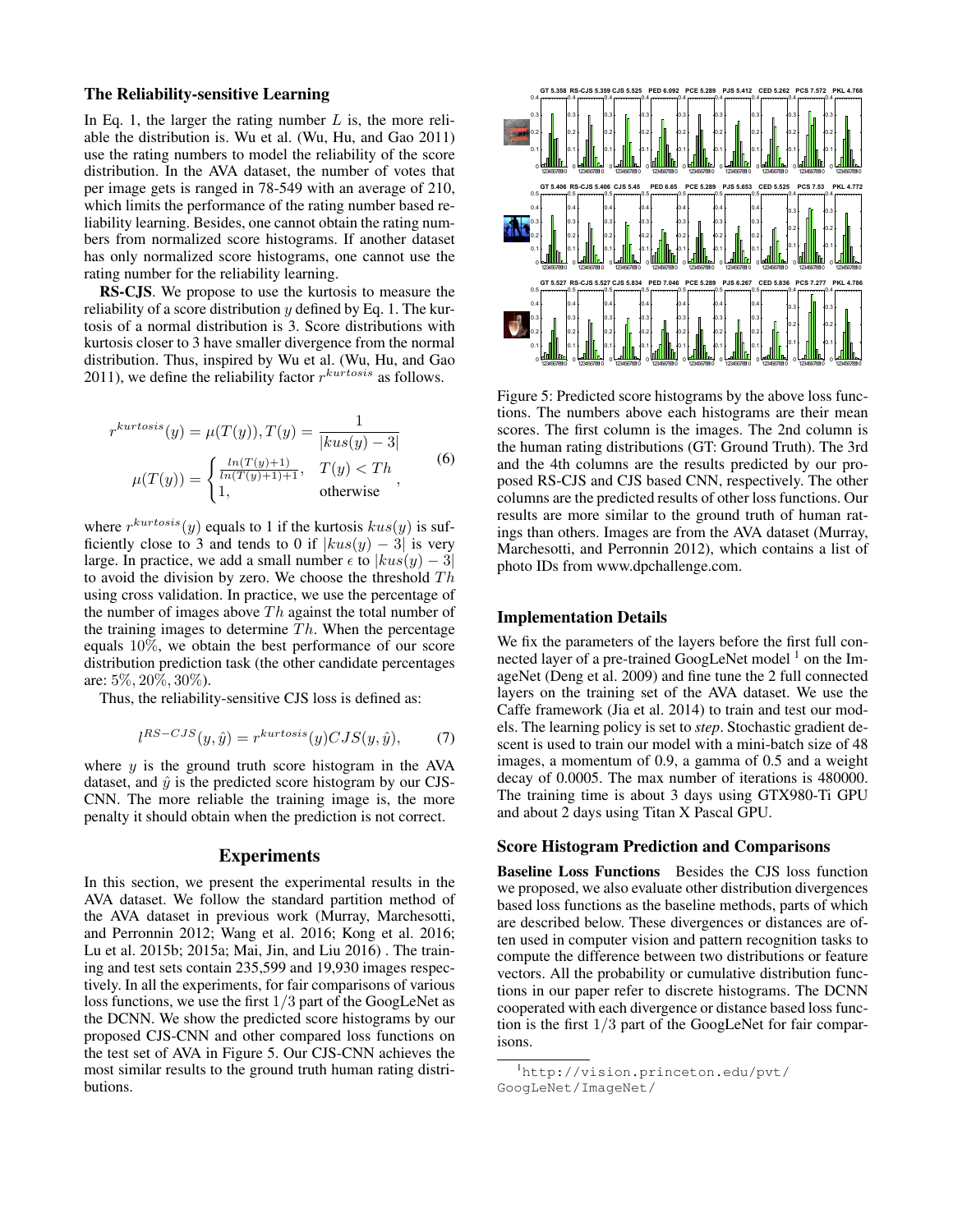## The Reliability-sensitive Learning

In Eq. 1, the larger the rating number $L$ is, the more reliable the distribution is. Wu et al. (Wu, Hu, and Gao 2011) use the rating numbers to model the reliability of the score distribution. In the AVA dataset, the number of votes that per image gets is ranged in 78-549 with an average of 210, which limits the performance of the rating number based reliability learning. Besides, one cannot obtain the rating numbers from normalized score histograms. If another dataset has only normalized score histograms, one cannot use the rating number for the reliability learning.

**RS-CJS**. We propose to use the kurtosis to measure the reliability of a score distribution $y$ defined by Eq. 1. The kurtosis of a normal distribution is 3. Score distributions with kurtosis closer to 3 have smaller divergence from the normal distribution. Thus, inspired by Wu et al. (Wu, Hu, and Gao 2011), we define the reliability factor $r^{kurtosis}$ as follows.

$$
r^{kurtosis}(y) = \mu(T(y)), T(y) = \frac{1}{|kus(y) - 3|}
$$
$$
\mu(T(y)) = \begin{cases} \frac{ln(T(y)+1)}{ln(T(y)+1)+1}, & T(y) < Th \\ 1, & \text{otherwise} \end{cases}, \tag{6}
$$

where $r^{kurtosis}(y)$ equals to 1 if the kurtosis $kus(y)$ is sufficiently close to 3 and tends to 0 if $|kus(y) - 3|$ is very large. In practice, we add a small number $\epsilon$ to $|kus(y) - 3|$ to avoid the division by zero. We choose the threshold $Th$ using cross validation. In practice, we use the percentage of the number of images above $Th$ against the total number of the training images to determine $Th$. When the percentage equals $10\%$, we obtain the best performance of our score distribution prediction task (the other candidate percentages are: $5\%, 20\%, 30\%$).

Thus, the reliability-sensitive CJS loss is defined as:

$$
l^{RS-CJS}(y, \hat{y}) = r^{kurtosis}(y) CJS(y, \hat{y}), \tag{7}
$$

where $y$ is the ground truth score histogram in the AVA dataset, and $\hat{y}$ is the predicted score histogram by our CJS-CNN. The more reliable the training image is, the more penalty it should obtain when the prediction is not correct.

# Experiments

In this section, we present the experimental results in the AVA dataset. We follow the standard partition method of the AVA dataset in previous work (Murray, Marchesotti, and Perronnin 2012; Wang et al. 2016; Kong et al. 2016; Lu et al. 2015b; 2015a; Mai, Jin, and Liu 2016) . The training and test sets contain 235,599 and 19,930 images respectively. In all the experiments, for fair comparisons of various loss functions, we use the first $1/3$ part of the GoogLeNet as the DCNN. We show the predicted score histograms by our proposed CJS-CNN and other compared loss functions on the test set of AVA in Figure 5. Our CJS-CNN achieves the most similar results to the ground truth human rating distributions.

Figure 5: Predicted score histograms by the above loss functions. The numbers above each histograms are their mean scores. The first column is the images. The 2nd column is the human rating distributions (GT: Ground Truth). The 3rd and the 4th columns are the results predicted by our proposed RS-CJS and CJS based CNN, respectively. The other columns are the predicted results of other loss functions. Our results are more similar to the ground truth of human ratings than others. Images are from the AVA dataset (Murray, Marchesotti, and Perronnin 2012), which contains a list of photo IDs from www.dpchallenge.com.

## Implementation Details

We fix the parameters of the layers before the first full connected layer of a pre-trained GoogLeNet model [1] on the ImageNet (Deng et al. 2009) and fine tune the 2 full connected layers on the training set of the AVA dataset. We use the Caffe framework (Jia et al. 2014) to train and test our models. The learning policy is set to ***step***. Stochastic gradient descent is used to train our model with a mini-batch size of 48 images, a momentum of 0.9, a gamma of 0.5 and a weight decay of 0.0005. The max number of iterations is 480000. The training time is about 3 days using GTX980-Ti GPU and about 2 days using Titan X Pascal GPU.

## Score Histogram Prediction and Comparisons

**Baseline Loss Functions** Besides the CJS loss function we proposed, we also evaluate other distribution divergences based loss functions as the baseline methods, parts of which are described below. These divergences or distances are often used in computer vision and pattern recognition tasks to compute the difference between two distributions or feature vectors. All the probability or cumulative distribution functions in our paper refer to discrete histograms. The DCNN cooperated with each divergence or distance based loss function is the first $1/3$ part of the GoogLeNet for fair comparisons.

[1] http://vision.princeton.edu/pvt/GoogLeNet/ImageNet/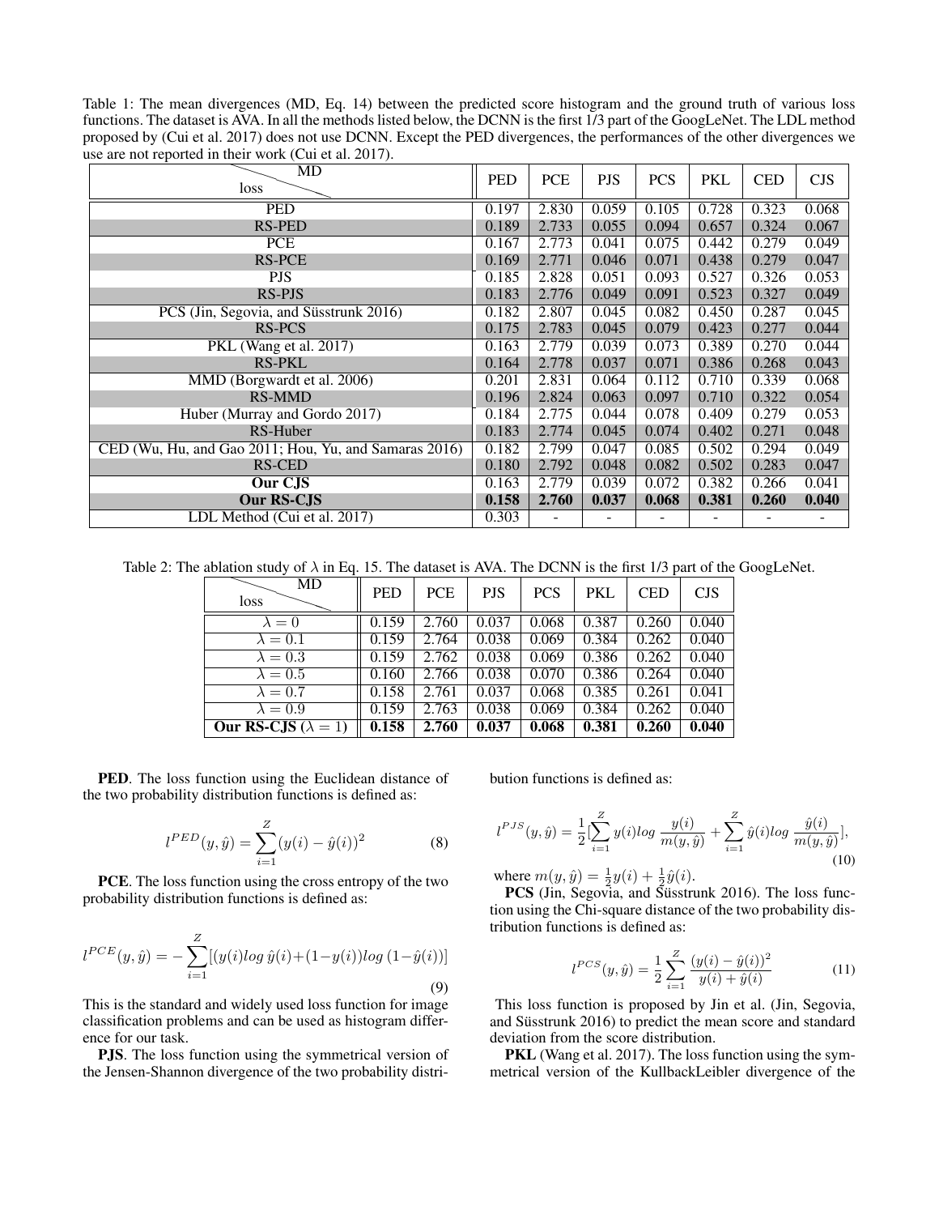Table 1: The mean divergences (MD, Eq. 14) between the predicted score histogram and the ground truth of various loss functions. The dataset is AVA. In all the methods listed below, the DCNN is the first 1/3 part of the GoogLeNet. The LDL method proposed by (Cui et al. 2017) does not use DCNN. Except the PED divergences, the performances of the other divergences we use are not reported in their work (Cui et al. 2017).

| loss \ MD | PED | PCE | PJS | PCS | PKL | CED | CJS |
|---|---|---|---|---|---|---|---|
| PED | 0.197 | 2.830 | 0.059 | 0.105 | 0.728 | 0.323 | 0.068 |
| RS-PED | 0.189 | 2.733 | 0.055 | 0.094 | 0.657 | 0.324 | 0.067 |
| PCE | 0.167 | 2.773 | 0.041 | 0.075 | 0.442 | 0.279 | 0.049 |
| RS-PCE | 0.169 | 2.771 | 0.046 | 0.071 | 0.438 | 0.279 | 0.047 |
| PJS | 0.185 | 2.828 | 0.051 | 0.093 | 0.527 | 0.326 | 0.053 |
| RS-PJS | 0.183 | 2.776 | 0.049 | 0.091 | 0.523 | 0.327 | 0.049 |
| PCS (Jin, Segovia, and Süsstrunk 2016) | 0.182 | 2.807 | 0.045 | 0.082 | 0.450 | 0.287 | 0.045 |
| RS-PCS | 0.175 | 2.783 | 0.045 | 0.079 | 0.423 | 0.277 | 0.044 |
| PKL (Wang et al. 2017) | 0.163 | 2.779 | 0.039 | 0.073 | 0.389 | 0.270 | 0.044 |
| RS-PKL | 0.164 | 2.778 | 0.037 | 0.071 | 0.386 | 0.268 | 0.043 |
| MMD (Borgwardt et al. 2006) | 0.201 | 2.831 | 0.064 | 0.112 | 0.710 | 0.339 | 0.068 |
| RS-MMD | 0.196 | 2.824 | 0.063 | 0.097 | 0.710 | 0.322 | 0.054 |
| Huber (Murray and Gordo 2017) | 0.184 | 2.775 | 0.044 | 0.078 | 0.409 | 0.279 | 0.053 |
| RS-Huber | 0.183 | 2.774 | 0.045 | 0.074 | 0.402 | 0.271 | 0.048 |
| CED (Wu, Hu, and Gao 2011; Hou, Yu, and Samaras 2016) | 0.182 | 2.799 | 0.047 | 0.085 | 0.502 | 0.294 | 0.049 |
| RS-CED | 0.180 | 2.792 | 0.048 | 0.082 | 0.502 | 0.283 | 0.047 |
| **Our CJS** | 0.163 | 2.779 | 0.039 | 0.072 | 0.382 | 0.266 | 0.041 |
| **Our RS-CJS** | **0.158** | **2.760** | **0.037** | **0.068** | **0.381** | **0.260** | **0.040** |
| LDL Method (Cui et al. 2017) | 0.303 | - | - | - | - | - | - |

Table 2: The ablation study of $\lambda$ in Eq. 15. The dataset is AVA. The DCNN is the first 1/3 part of the GoogLeNet.

| loss \ MD | PED | PCE | PJS | PCS | PKL | CED | CJS |
|---|---|---|---|---|---|---|---|
| $\lambda = 0$ | 0.159 | 2.760 | 0.037 | 0.068 | 0.387 | 0.260 | 0.040 |
| $\lambda = 0.1$ | 0.159 | 2.764 | 0.038 | 0.069 | 0.384 | 0.262 | 0.040 |
| $\lambda = 0.3$ | 0.159 | 2.762 | 0.038 | 0.069 | 0.386 | 0.262 | 0.040 |
| $\lambda = 0.5$ | 0.160 | 2.766 | 0.038 | 0.070 | 0.386 | 0.264 | 0.040 |
| $\lambda = 0.7$ | 0.158 | 2.761 | 0.037 | 0.068 | 0.385 | 0.261 | 0.041 |
| $\lambda = 0.9$ | 0.159 | 2.763 | 0.038 | 0.069 | 0.384 | 0.262 | 0.040 |
| **Our RS-CJS ($\lambda = 1$)** | **0.158** | **2.760** | **0.037** | **0.068** | **0.381** | **0.260** | **0.040** |

**PED**. The loss function using the Euclidean distance of the two probability distribution functions is defined as:

$$l^{PED}(y, \hat{y}) = \sum_{i=1}^{Z} (y(i) - \hat{y}(i))^2 \tag{8}$$

**PCE**. The loss function using the cross entropy of the two probability distribution functions is defined as:

$$l^{PCE}(y, \hat{y}) = -\sum_{i=1}^{Z} [(y(i) log\, \hat{y}(i) + (1-y(i)) log\, (1-\hat{y}(i))] \tag{9}$$

This is the standard and widely used loss function for image classification problems and can be used as histogram difference for our task.

**PJS**. The loss function using the symmetrical version of the Jensen-Shannon divergence of the two probability distribution functions is defined as:

$$l^{PJS}(y, \hat{y}) = \frac{1}{2} [\sum_{i=1}^{Z} y(i) log\, \frac{y(i)}{m(y, \hat{y})} + \sum_{i=1}^{Z} \hat{y}(i) log\, \frac{\hat{y}(i)}{m(y, \hat{y})}], \tag{10}$$

where $m(y, \hat{y}) = \frac{1}{2} y(i) + \frac{1}{2} \hat{y}(i)$.

**PCS** (Jin, Segovia, and Süsstrunk 2016). The loss function using the Chi-square distance of the two probability distribution functions is defined as:

$$l^{PCS}(y, \hat{y}) = \frac{1}{2} \sum_{i=1}^{Z} \frac{(y(i) - \hat{y}(i))^2}{y(i) + \hat{y}(i)} \tag{11}$$

This loss function is proposed by Jin et al. (Jin, Segovia, and Süsstrunk 2016) to predict the mean score and standard deviation from the score distribution.

**PKL** (Wang et al. 2017). The loss function using the symmetrical version of the KullbackLeibler divergence of the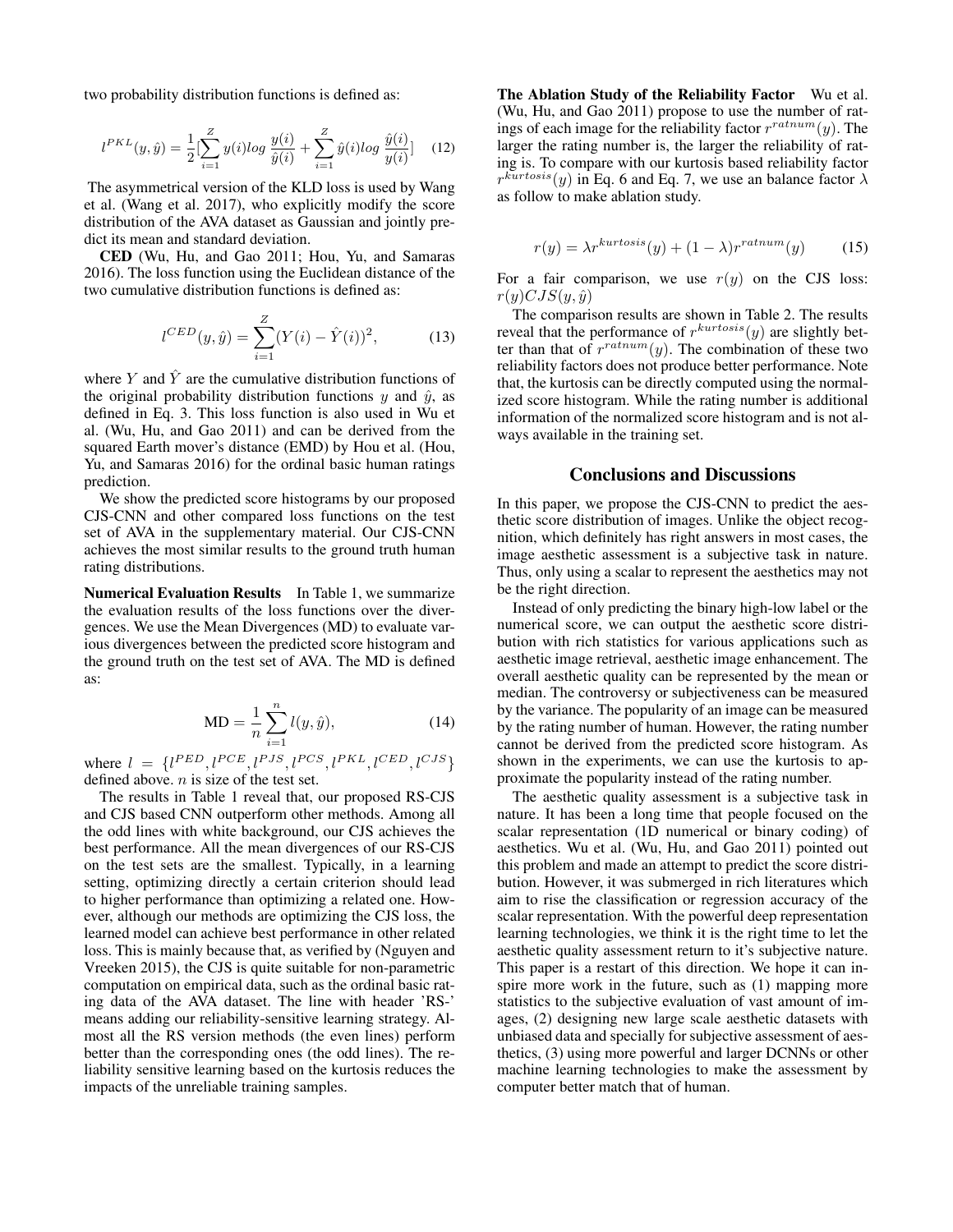two probability distribution functions is defined as:

$$l^{PKL}(y, \hat{y}) = \frac{1}{2}[\sum_{i=1}^{Z} y(i) log\ \frac{y(i)}{\hat{y}(i)} + \sum_{i=1}^{Z} \hat{y}(i) log\ \frac{\hat{y}(i)}{y(i)}] \quad (12)$$

The asymmetrical version of the KLD loss is used by Wang et al. (Wang et al. 2017), who explicitly modify the score distribution of the AVA dataset as Gaussian and jointly predict its mean and standard deviation.

**CED** (Wu, Hu, and Gao 2011; Hou, Yu, and Samaras 2016). The loss function using the Euclidean distance of the two cumulative distribution functions is defined as:

$$l^{CED}(y, \hat{y}) = \sum_{i=1}^{Z} (Y(i) - \hat{Y}(i))^2, \quad (13)$$

where $Y$ and $\hat{Y}$ are the cumulative distribution functions of the original probability distribution functions $y$ and $\hat{y}$, as defined in Eq. 3. This loss function is also used in Wu et al. (Wu, Hu, and Gao 2011) and can be derived from the squared Earth mover's distance (EMD) by Hou et al. (Hou, Yu, and Samaras 2016) for the ordinal basic human ratings prediction.

We show the predicted score histograms by our proposed CJS-CNN and other compared loss functions on the test set of AVA in the supplementary material. Our CJS-CNN achieves the most similar results to the ground truth human rating distributions.

**Numerical Evaluation Results** In Table 1, we summarize the evaluation results of the loss functions over the divergences. We use the Mean Divergences (MD) to evaluate various divergences between the predicted score histogram and the ground truth on the test set of AVA. The MD is defined as:

$$\text{MD} = \frac{1}{n} \sum_{i=1}^{n} l(y, \hat{y}), \quad (14)$$

where $l = \{l^{PED}, l^{PCE}, l^{PJS}, l^{PCS}, l^{PKL}, l^{CED}, l^{CJS}\}$ defined above. $n$ is size of the test set.

The results in Table 1 reveal that, our proposed RS-CJS and CJS based CNN outperform other methods. Among all the odd lines with white background, our CJS achieves the best performance. All the mean divergences of our RS-CJS on the test sets are the smallest. Typically, in a learning setting, optimizing directly a certain criterion should lead to higher performance than optimizing a related one. However, although our methods are optimizing the CJS loss, the learned model can achieve best performance in other related loss. This is mainly because that, as verified by (Nguyen and Vreeken 2015), the CJS is quite suitable for non-parametric computation on empirical data, such as the ordinal basic rating data of the AVA dataset. The line with header 'RS-' means adding our reliability-sensitive learning strategy. Almost all the RS version methods (the even lines) perform better than the corresponding ones (the odd lines). The reliability sensitive learning based on the kurtosis reduces the impacts of the unreliable training samples.

**The Ablation Study of the Reliability Factor** Wu et al. (Wu, Hu, and Gao 2011) propose to use the number of ratings of each image for the reliability factor $r^{ratnum}(y)$. The larger the rating number is, the larger the reliability of rating is. To compare with our kurtosis based reliability factor $r^{kurtosis}(y)$ in Eq. 6 and Eq. 7, we use an balance factor $\lambda$ as follow to make ablation study.

$$r(y) = \lambda r^{kurtosis}(y) + (1 - \lambda) r^{ratnum}(y) \quad (15)$$

For a fair comparison, we use $r(y)$ on the CJS loss: $r(y)CJS(y, \hat{y})$

The comparison results are shown in Table 2. The results reveal that the performance of $r^{kurtosis}(y)$ are slightly better than that of $r^{ratnum}(y)$. The combination of these two reliability factors does not produce better performance. Note that, the kurtosis can be directly computed using the normalized score histogram. While the rating number is additional information of the normalized score histogram and is not always available in the training set.

## Conclusions and Discussions

In this paper, we propose the CJS-CNN to predict the aesthetic score distribution of images. Unlike the object recognition, which definitely has right answers in most cases, the image aesthetic assessment is a subjective task in nature. Thus, only using a scalar to represent the aesthetics may not be the right direction.

Instead of only predicting the binary high-low label or the numerical score, we can output the aesthetic score distribution with rich statistics for various applications such as aesthetic image retrieval, aesthetic image enhancement. The overall aesthetic quality can be represented by the mean or median. The controversy or subjectiveness can be measured by the variance. The popularity of an image can be measured by the rating number of human. However, the rating number cannot be derived from the predicted score histogram. As shown in the experiments, we can use the kurtosis to approximate the popularity instead of the rating number.

The aesthetic quality assessment is a subjective task in nature. It has been a long time that people focused on the scalar representation (1D numerical or binary coding) of aesthetics. Wu et al. (Wu, Hu, and Gao 2011) pointed out this problem and made an attempt to predict the score distribution. However, it was submerged in rich literatures which aim to rise the classification or regression accuracy of the scalar representation. With the powerful deep representation learning technologies, we think it is the right time to let the aesthetic quality assessment return to it's subjective nature. This paper is a restart of this direction. We hope it can inspire more work in the future, such as (1) mapping more statistics to the subjective evaluation of vast amount of images, (2) designing new large scale aesthetic datasets with unbiased data and specially for subjective assessment of aesthetics, (3) using more powerful and larger DCNNs or other machine learning technologies to make the assessment by computer better match that of human.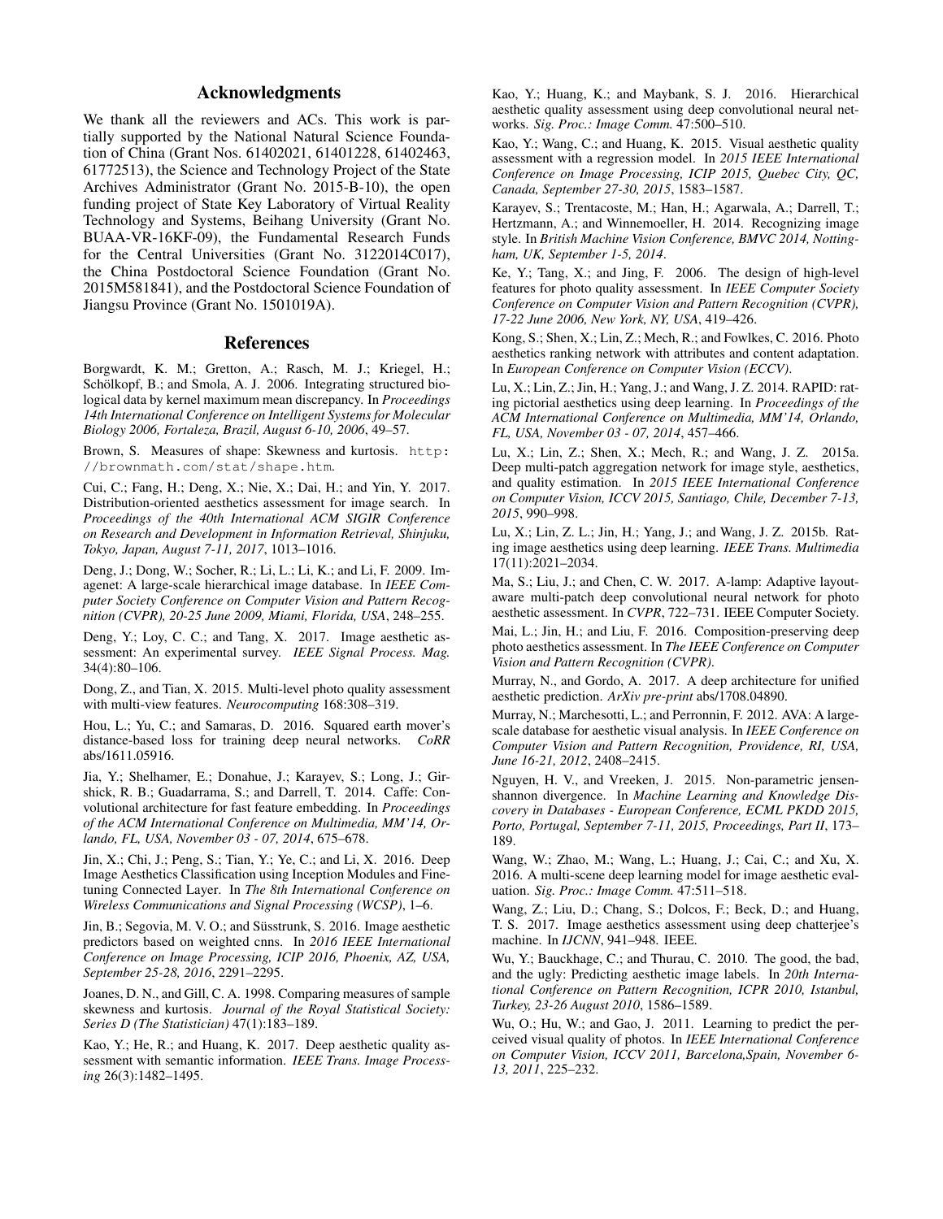## Acknowledgments

We thank all the reviewers and ACs. This work is partially supported by the National Natural Science Foundation of China (Grant Nos. 61402021, 61401228, 61402463, 61772513), the Science and Technology Project of the State Archives Administrator (Grant No. 2015-B-10), the open funding project of State Key Laboratory of Virtual Reality Technology and Systems, Beihang University (Grant No. BUAA-VR-16KF-09), the Fundamental Research Funds for the Central Universities (Grant No. 3122014C017), the China Postdoctoral Science Foundation (Grant No. 2015M581841), and the Postdoctoral Science Foundation of Jiangsu Province (Grant No. 1501019A).

## References

Borgwardt, K. M.; Gretton, A.; Rasch, M. J.; Kriegel, H.; Schölkopf, B.; and Smola, A. J. 2006. Integrating structured biological data by kernel maximum mean discrepancy. In *Proceedings 14th International Conference on Intelligent Systems for Molecular Biology 2006, Fortaleza, Brazil, August 6-10, 2006*, 49–57.

Brown, S. Measures of shape: Skewness and kurtosis. http://brownmath.com/stat/shape.htm.

Cui, C.; Fang, H.; Deng, X.; Nie, X.; Dai, H.; and Yin, Y. 2017. Distribution-oriented aesthetics assessment for image search. In *Proceedings of the 40th International ACM SIGIR Conference on Research and Development in Information Retrieval, Shinjuku, Tokyo, Japan, August 7-11, 2017*, 1013–1016.

Deng, J.; Dong, W.; Socher, R.; Li, L.; Li, K.; and Li, F. 2009. Imagenet: A large-scale hierarchical image database. In *IEEE Computer Society Conference on Computer Vision and Pattern Recognition (CVPR), 20-25 June 2009, Miami, Florida, USA*, 248–255.

Deng, Y.; Loy, C. C.; and Tang, X. 2017. Image aesthetic assessment: An experimental survey. *IEEE Signal Process. Mag.* 34(4):80–106.

Dong, Z., and Tian, X. 2015. Multi-level photo quality assessment with multi-view features. *Neurocomputing* 168:308–319.

Hou, L.; Yu, C.; and Samaras, D. 2016. Squared earth mover's distance-based loss for training deep neural networks. *CoRR* abs/1611.05916.

Jia, Y.; Shelhamer, E.; Donahue, J.; Karayev, S.; Long, J.; Girshick, R. B.; Guadarrama, S.; and Darrell, T. 2014. Caffe: Convolutional architecture for fast feature embedding. In *Proceedings of the ACM International Conference on Multimedia, MM'14, Orlando, FL, USA, November 03 - 07, 2014*, 675–678.

Jin, X.; Chi, J.; Peng, S.; Tian, Y.; Ye, C.; and Li, X. 2016. Deep Image Aesthetics Classification using Inception Modules and Fine-tuning Connected Layer. In *The 8th International Conference on Wireless Communications and Signal Processing (WCSP)*, 1–6.

Jin, B.; Segovia, M. V. O.; and Süsstrunk, S. 2016. Image aesthetic predictors based on weighted cnns. In *2016 IEEE International Conference on Image Processing, ICIP 2016, Phoenix, AZ, USA, September 25-28, 2016*, 2291–2295.

Joanes, D. N., and Gill, C. A. 1998. Comparing measures of sample skewness and kurtosis. *Journal of the Royal Statistical Society: Series D (The Statistician)* 47(1):183–189.

Kao, Y.; He, R.; and Huang, K. 2017. Deep aesthetic quality assessment with semantic information. *IEEE Trans. Image Processing* 26(3):1482–1495.

Kao, Y.; Huang, K.; and Maybank, S. J. 2016. Hierarchical aesthetic quality assessment using deep convolutional neural networks. *Sig. Proc.: Image Comm.* 47:500–510.

Kao, Y.; Wang, C.; and Huang, K. 2015. Visual aesthetic quality assessment with a regression model. In *2015 IEEE International Conference on Image Processing, ICIP 2015, Quebec City, QC, Canada, September 27-30, 2015*, 1583–1587.

Karayev, S.; Trentacoste, M.; Han, H.; Agarwala, A.; Darrell, T.; Hertzmann, A.; and Winnemoeller, H. 2014. Recognizing image style. In *British Machine Vision Conference, BMVC 2014, Nottingham, UK, September 1-5, 2014*.

Ke, Y.; Tang, X.; and Jing, F. 2006. The design of high-level features for photo quality assessment. In *IEEE Computer Society Conference on Computer Vision and Pattern Recognition (CVPR), 17-22 June 2006, New York, NY, USA*, 419–426.

Kong, S.; Shen, X.; Lin, Z.; Mech, R.; and Fowlkes, C. 2016. Photo aesthetics ranking network with attributes and content adaptation. In *European Conference on Computer Vision (ECCV)*.

Lu, X.; Lin, Z.; Jin, H.; Yang, J.; and Wang, J. Z. 2014. RAPID: rating pictorial aesthetics using deep learning. In *Proceedings of the ACM International Conference on Multimedia, MM'14, Orlando, FL, USA, November 03 - 07, 2014*, 457–466.

Lu, X.; Lin, Z.; Shen, X.; Mech, R.; and Wang, J. Z. 2015a. Deep multi-patch aggregation network for image style, aesthetics, and quality estimation. In *2015 IEEE International Conference on Computer Vision, ICCV 2015, Santiago, Chile, December 7-13, 2015*, 990–998.

Lu, X.; Lin, Z. L.; Jin, H.; Yang, J.; and Wang, J. Z. 2015b. Rating image aesthetics using deep learning. *IEEE Trans. Multimedia* 17(11):2021–2034.

Ma, S.; Liu, J.; and Chen, C. W. 2017. A-lamp: Adaptive layout-aware multi-patch deep convolutional neural network for photo aesthetic assessment. In *CVPR*, 722–731. IEEE Computer Society.

Mai, L.; Jin, H.; and Liu, F. 2016. Composition-preserving deep photo aesthetics assessment. In *The IEEE Conference on Computer Vision and Pattern Recognition (CVPR)*.

Murray, N., and Gordo, A. 2017. A deep architecture for unified aesthetic prediction. *ArXiv pre-print* abs/1708.04890.

Murray, N.; Marchesotti, L.; and Perronnin, F. 2012. AVA: A large-scale database for aesthetic visual analysis. In *IEEE Conference on Computer Vision and Pattern Recognition, Providence, RI, USA, June 16-21, 2012*, 2408–2415.

Nguyen, H. V., and Vreeken, J. 2015. Non-parametric jensen-shannon divergence. In *Machine Learning and Knowledge Discovery in Databases - European Conference, ECML PKDD 2015, Porto, Portugal, September 7-11, 2015, Proceedings, Part II*, 173–189.

Wang, W.; Zhao, M.; Wang, L.; Huang, J.; Cai, C.; and Xu, X. 2016. A multi-scene deep learning model for image aesthetic evaluation. *Sig. Proc.: Image Comm.* 47:511–518.

Wang, Z.; Liu, D.; Chang, S.; Dolcos, F.; Beck, D.; and Huang, T. S. 2017. Image aesthetics assessment using deep chatterjee's machine. In *IJCNN*, 941–948. IEEE.

Wu, Y.; Bauckhage, C.; and Thurau, C. 2010. The good, the bad, and the ugly: Predicting aesthetic image labels. In *20th International Conference on Pattern Recognition, ICPR 2010, Istanbul, Turkey, 23-26 August 2010*, 1586–1589.

Wu, O.; Hu, W.; and Gao, J. 2011. Learning to predict the perceived visual quality of photos. In *IEEE International Conference on Computer Vision, ICCV 2011, Barcelona,Spain, November 6-13, 2011*, 225–232.